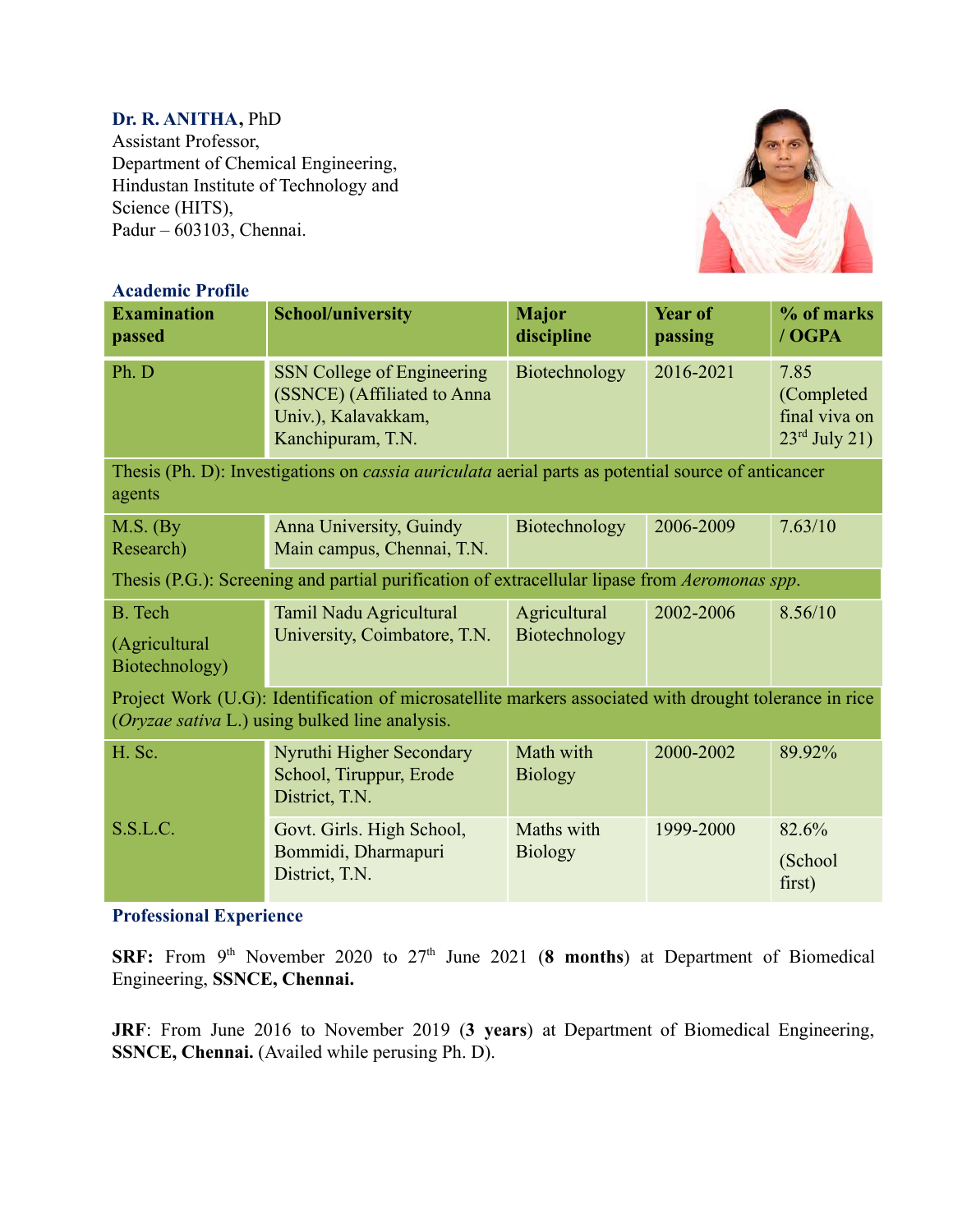**Dr. R. ANITHA,** PhD
Assistant Professor,
Department of Chemical Engineering,
Hindustan Institute of Technology and Science (HITS),
Padur – 603103, Chennai.

## Academic Profile

| Examination passed | School/university | Major discipline | Year of passing | % of marks / OGPA |
|---|---|---|---|---|
| Ph. D | SSN College of Engineering (SSNCE) (Affiliated to Anna Univ.), Kalavakkam, Kanchipuram, T.N. | Biotechnology | 2016-2021 | 7.85 (Completed final viva on 23rd July 21) |
| Thesis (Ph. D): Investigations on *cassia auriculata* aerial parts as potential source of anticancer agents | | | | |
| M.S. (By Research) | Anna University, Guindy Main campus, Chennai, T.N. | Biotechnology | 2006-2009 | 7.63/10 |
| Thesis (P.G.): Screening and partial purification of extracellular lipase from *Aeromonas spp*. | | | | |
| B. Tech (Agricultural Biotechnology) | Tamil Nadu Agricultural University, Coimbatore, T.N. | Agricultural Biotechnology | 2002-2006 | 8.56/10 |
| Project Work (U.G): Identification of microsatellite markers associated with drought tolerance in rice (*Oryzae sativa* L.) using bulked line analysis. | | | | |
| H. Sc. | Nyruthi Higher Secondary School, Tiruppur, Erode District, T.N. | Math with Biology | 2000-2002 | 89.92% |
| S.S.L.C. | Govt. Girls. High School, Bommidi, Dharmapuri District, T.N. | Maths with Biology | 1999-2000 | 82.6% (School first) |

## Professional Experience

**SRF:** From 9th November 2020 to 27th June 2021 (**8 months**) at Department of Biomedical Engineering, **SSNCE, Chennai.**

**JRF**: From June 2016 to November 2019 (**3 years**) at Department of Biomedical Engineering, **SSNCE, Chennai.** (Availed while perusing Ph. D).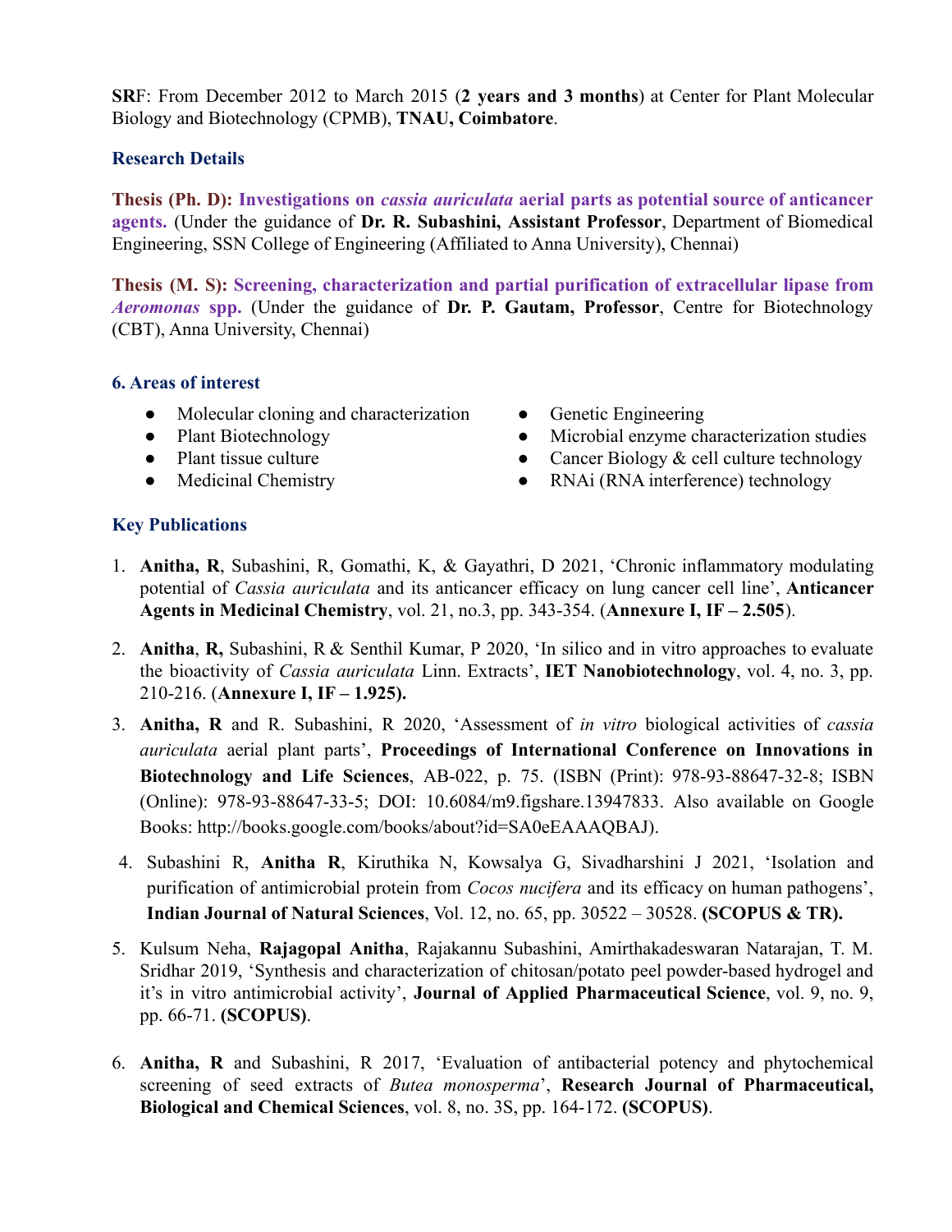**SRF**: From December 2012 to March 2015 (**2 years and 3 months**) at Center for Plant Molecular Biology and Biotechnology (CPMB), **TNAU, Coimbatore**.

### Research Details

**Thesis (Ph. D): Investigations on *cassia auriculata* aerial parts as potential source of anticancer agents.** (Under the guidance of **Dr. R. Subashini, Assistant Professor**, Department of Biomedical Engineering, SSN College of Engineering (Affiliated to Anna University), Chennai)

**Thesis (M. S): Screening, characterization and partial purification of extracellular lipase from *Aeromonas* spp.** (Under the guidance of **Dr. P. Gautam, Professor**, Centre for Biotechnology (CBT), Anna University, Chennai)

### 6. Areas of interest

- Molecular cloning and characterization
- Plant Biotechnology
- Plant tissue culture
- Medicinal Chemistry
- Genetic Engineering
- Microbial enzyme characterization studies
- Cancer Biology & cell culture technology
- RNAi (RNA interference) technology

### Key Publications

1. **Anitha, R**, Subashini, R, Gomathi, K, & Gayathri, D 2021, 'Chronic inflammatory modulating potential of *Cassia auriculata* and its anticancer efficacy on lung cancer cell line', **Anticancer Agents in Medicinal Chemistry**, vol. 21, no.3, pp. 343-354. (**Annexure I, IF – 2.505**).

2. **Anitha**, **R,** Subashini, R & Senthil Kumar, P 2020, 'In silico and in vitro approaches to evaluate the bioactivity of *Cassia auriculata* Linn. Extracts', **IET Nanobiotechnology**, vol. 4, no. 3, pp. 210-216. (**Annexure I, IF – 1.925).**

3. **Anitha, R** and R. Subashini, R 2020, 'Assessment of *in vitro* biological activities of *cassia auriculata* aerial plant parts', **Proceedings of International Conference on Innovations in Biotechnology and Life Sciences**, AB-022, p. 75. (ISBN (Print): 978-93-88647-32-8; ISBN (Online): 978-93-88647-33-5; DOI: 10.6084/m9.figshare.13947833. Also available on Google Books: http://books.google.com/books/about?id=SA0eEAAAQBAJ).

4. Subashini R, **Anitha R**, Kiruthika N, Kowsalya G, Sivadharshini J 2021, 'Isolation and purification of antimicrobial protein from *Cocos nucifera* and its efficacy on human pathogens', **Indian Journal of Natural Sciences**, Vol. 12, no. 65, pp. 30522 – 30528. **(SCOPUS & TR).**

5. Kulsum Neha, **Rajagopal Anitha**, Rajakannu Subashini, Amirthakadeswaran Natarajan, T. M. Sridhar 2019, 'Synthesis and characterization of chitosan/potato peel powder-based hydrogel and it's in vitro antimicrobial activity', **Journal of Applied Pharmaceutical Science**, vol. 9, no. 9, pp. 66-71. **(SCOPUS)**.

6. **Anitha, R** and Subashini, R 2017, 'Evaluation of antibacterial potency and phytochemical screening of seed extracts of *Butea monosperma*', **Research Journal of Pharmaceutical, Biological and Chemical Sciences**, vol. 8, no. 3S, pp. 164-172. **(SCOPUS)**.